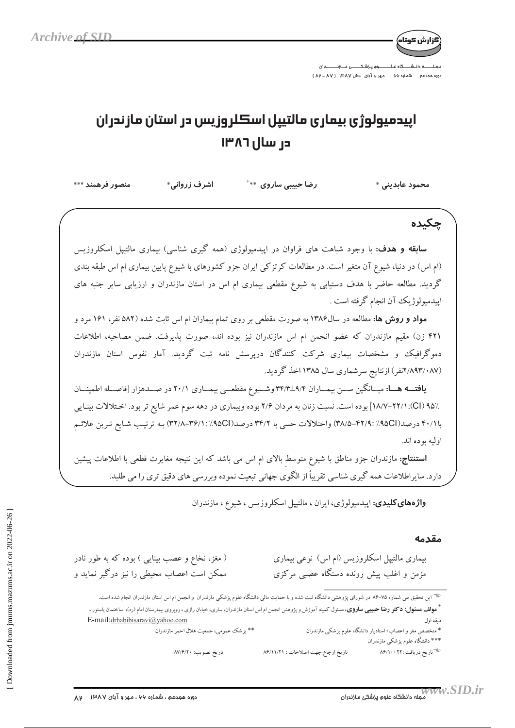گزارش کوتاه

# اپیدمیولوژی بیماری مالتیپل اسکلروزیس در استان مازندران در سال ۱۳۸۶

محمود عابدینی * رضا حبیبی ساروی **+ اشرف زروانی* منصور فرهمند ***

## چکیده

**سابقه و هدف:** با وجود شباهت های فراوان در اپیدمیولوژی (همه گیری شناسی) بیماری مالتیپل اسکلروزیس (ام اس) در دنیا، شیوع آن متغیر است. در مطالعات کرتزکی ایران جزو کشورهای با شیوع پایین بیماری ام اس طبقه بندی گردید. مطالعه حاضر با هدف دستیابی به شیوع مقطعی بیماری ام اس در استان مازندران و ارزیابی سایر جنبه های اپیدمیولوژیک آن انجام گرفته است .

**مواد و روش ها:** مطالعه در سال۱۳۸۶ به صورت مقطعی بر روی تمام بیماران ام اس ثابت شده (۵۸۲ نفر، ۱۶۱ مرد و ۴۲۱ زن) مقیم مازندران که عضو انجمن ام اس مازندران نیز بوده اند، صورت پذیرفت. ضمن مصاحبه، اطلاعات دموگرافیک و مشخصات بیماری شرکت کنندگان درپرسش نامه ثبت گردید. آمار نفوس استان مازندران (۲/۸۹۳/۰۸۷نفر) ازنتایج سرشماری سال ۱۳۸۵ اخذ گردید.

**یافته ها:** میانگین سن بیماران ۹/۴±۳۴/۳ وشیوع مقطعی بیماری ۲۰/۱ در صدهزار [فاصله اطمینان ۹۵٪ (CI):(۲۲/۱-۱۸/۷] بوده است. نسبت زنان به مردان ۲/۶ بوده وبیماری در دهه سوم عمر شایع تر بود. اختلالات بینایی با۴۰/۱ درصد(۹۵CI٪ :۴۲/۹-۳۸/۵) واختلالات حسی با ۳۴/۲ درصد(۹۵CI٪ :۳۶/۱-۳۲/۸) به ترتیب شایع ترین علائم اولیه بوده اند.

**استنتاج:** مازندران جزو مناطق با شیوع متوسط بالای ام اس می باشد که این نتیجه مغایرت قطعی با اطلاعات پیشین دارد. سایراطلاعات همه گیری شناسی تقریباً از الگوی جهانی تبعیت نموده وبررسی های دقیق تری را می طلبد.

**واژه‌های کلیدی:** اپیدمیولوژی، ایران ، مالتیپل اسکلروزیس ، شیوع ، مازندران

## مقدمه

بیماری مالتیپل اسکلروزیس (ام اس) نوعی بیماری مزمن و اغلب پیش رونده دستگاه عصبی مرکزی ( مغز، نخاع و عصب بینایی ) بوده که به طور نادر ممکن است اعصاب محیطی را نیز درگیر نماید و

---

این تحقیق طی شماره ۷۵-۸۶ در شورای پژوهشی دانشگاه ثبت شده و با حمایت مالی دانشگاه علوم پزشکی مازندران و انجمن ام اس استان مازندران انجام شده است.

+ مولف مسئول: دکتر رضا حبیبی ساروی، مسئول کمیته آموزش و پژوهش انجمن ام اس استان مازندران، ساری، خیابان رازی ، روبروی بیمارستان امام (ره)، ساختمان پاستور ، طبقه اول E-mail:drhabibisaravi@yahoo.com

* متخصص مغز و اعصاب، استادیار دانشگاه علوم پزشکی مازندران

** پزشک عمومی، جمعیت هلال احمر مازندران

*** دانشگاه علوم پزشکی مازندران

تاریخ دریافت :۸۶/۱۰/۲۲ تاریخ ارجاع جهت اصلاحات : ۸۶/۱۱/۲۱ تاریخ تصویب: ۸۷/۶/۲۰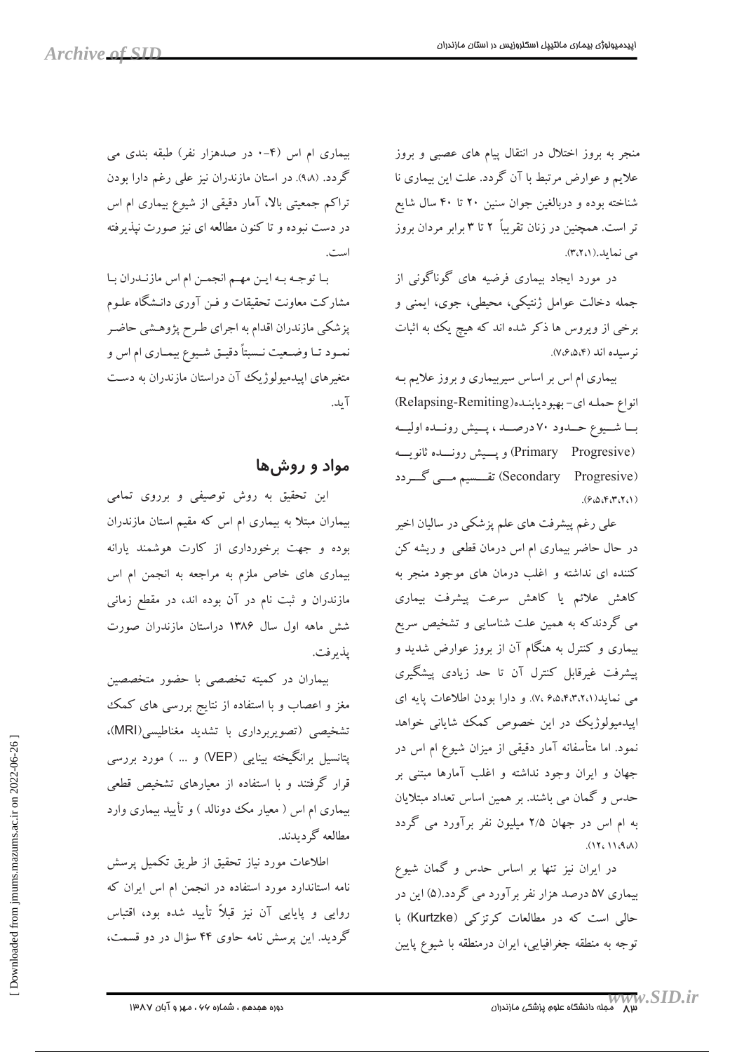منجر به بروز اختلال در انتقال پیام های عصبی و بروز علایم و عوارض مرتبط با آن گردد. علت این بیماری نا شناخته بوده و دربالغین جوان سنین ۲۰ تا ۴۰ سال شایع تر است. همچنین در زنان تقریباً ۲ تا ۳ برابر مردان بروز می نماید.(۱،۲،۳).

در مورد ایجاد بیماری فرضیه های گوناگونی از جمله دخالت عوامل ژنتیکی، محیطی، جوی، ایمنی و برخی از ویروس ها ذکر شده اند که هیچ یک به اثبات نرسیده اند (۴،۵،۶،۷).

بیماری ام اس بر اساس سیربیماری و بروز علایم به انواع حمله ای- بهبودیابنده(Relapsing-Remiting) با شیوع حدود ۷۰ درصد ، پیش رونده اولیه (Primary Progresive) و پیش رونده ثانویه (Secondary Progresive) تقسیم می گردد (۱،۲،۳،۴،۵،۶).

علی رغم پیشرفت های علم پزشکی در سالیان اخیر در حال حاضر بیماری ام اس درمان قطعی و ریشه کن کننده ای نداشته و اغلب درمان های موجود منجر به کاهش علائم یا کاهش سرعت پیشرفت بیماری می گردندکه به همین علت شناسایی و تشخیص سریع بیماری و کنترل به هنگام آن از بروز عوارض شدید و پیشرفت غیرقابل کنترل آن تا حد زیادی پیشگیری می نماید(۱،۲،۳،۴،۵،۶ ،۷). و دارا بودن اطلاعات پایه ای اپیدمیولوژیک در این خصوص کمک شایانی خواهد نمود. اما متأسفانه آمار دقیقی از میزان شیوع ام اس در جهان و ایران وجود نداشته و اغلب آمارها مبتنی بر حدس و گمان می باشند. بر همین اساس تعداد مبتلایان به ام اس در جهان ۲/۵ میلیون نفر برآورد می گردد (۸،۹،۱۱ ،۱۲).

در ایران نیز تنها بر اساس حدس و گمان شیوع بیماری ۵۷ درصد هزار نفر برآورد می گردد.(۵) این در حالی است که در مطالعات کرتزکی (Kurtzke) با توجه به منطقه جغرافیایی، ایران درمنطقه با شیوع پایین بیماری ام اس (۴-۰ در صدهزار نفر) طبقه بندی می گردد. (۸،۹). در استان مازندران نیز علی رغم دارا بودن تراکم جمعیتی بالا، آمار دقیقی از شیوع بیماری ام اس در دست نبوده و تا کنون مطالعه ای نیز صورت نپذیرفته است.

با توجه به این مهم انجمن ام اس مازندران با مشارکت معاونت تحقیقات و فن آوری دانشگاه علوم پزشکی مازندران اقدام به اجرای طرح پژوهشی حاضر نمود تا وضعیت نسبتاً دقیق شیوع بیماری ام اس و متغیرهای اپیدمیولوژیک آن دراستان مازندران به دست آید.

## مواد و روش‌ها

این تحقیق به روش توصیفی و برروی تمامی بیماران مبتلا به بیماری ام اس که مقیم استان مازندران بوده و جهت برخورداری از کارت هوشمند یارانه بیماری های خاص ملزم به مراجعه به انجمن ام اس مازندران و ثبت نام در آن بوده اند، در مقطع زمانی شش ماهه اول سال ۱۳۸۶ دراستان مازندران صورت پذیرفت.

بیماران در کمیته تخصصی با حضور متخصصین مغز و اعصاب و با استفاده از نتایج بررسی های کمک تشخیصی (تصویربرداری با تشدید مغناطیسی(MRI)، پتانسیل برانگیخته بینایی (VEP) و ... ) مورد بررسی قرار گرفتند و با استفاده از معیارهای تشخیص قطعی بیماری ام اس ( معیار مک دونالد ) و تأیید بیماری وارد مطالعه گردیدند.

اطلاعات مورد نیاز تحقیق از طریق تکمیل پرسش نامه استاندارد مورد استفاده در انجمن ام اس ایران که روایی و پایایی آن نیز قبلاً تأیید شده بود، اقتباس گردید. این پرسش نامه حاوی ۴۴ سؤال در دو قسمت،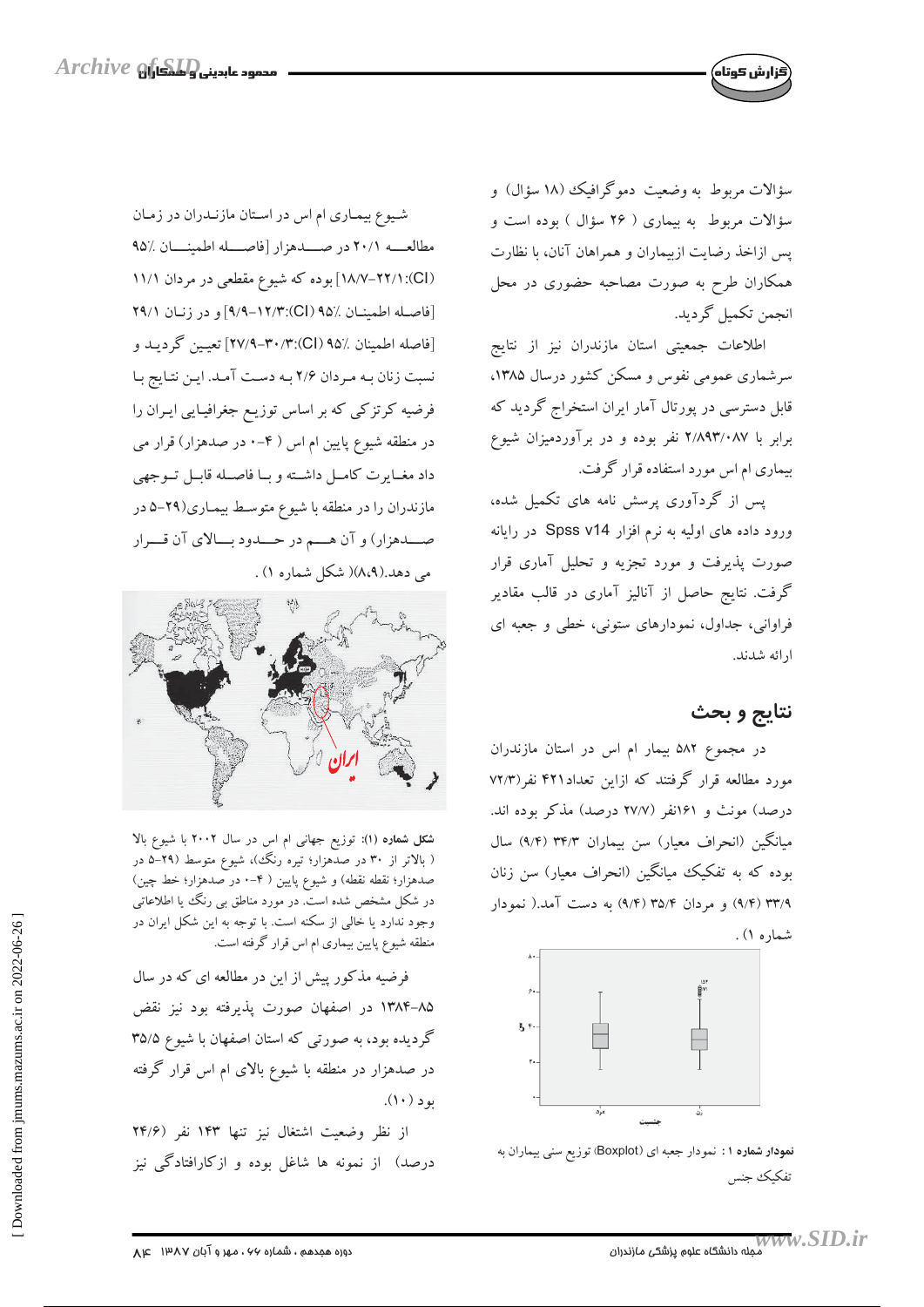سؤالات مربوط به وضعیت دموگرافیک (۱۸ سؤال) و سؤالات مربوط به بیماری (۲۶ سؤال) بوده است و پس ازاخذ رضایت ازبیماران و همراهان آنان، با نظارت همکاران طرح به صورت مصاحبه حضوری در محل انجمن تکمیل گردید.

اطلاعات جمعیتی استان مازندران نیز از نتایج سرشماری عمومی نفوس و مسکن کشور درسال ۱۳۸۵، قابل دسترسی در پورتال آمار ایران استخراج گردید که برابر با ۲/۸۹۳/۰۸۷ نفر بوده و در برآوردمیزان شیوع بیماری ام اس مورد استفاده قرار گرفت.

پس از گردآوری پرسش نامه های تکمیل شده، ورود داده های اولیه به نرم افزار Spss v14 در رایانه صورت پذیرفت و مورد تجزیه و تحلیل آماری قرار گرفت. نتایج حاصل از آنالیز آماری در قالب مقادیر فراوانی، جداول، نمودارهای ستونی، خطی و جعبه ای ارائه شدند.

## نتایج و بحث

در مجموع ۵۸۲ بیمار ام اس در استان مازندران مورد مطالعه قرار گرفتند که ازاین تعداد۴۲۱ نفر(۷۲/۳ درصد) مونث و ۱۶۱نفر (۲۷/۷ درصد) مذکر بوده اند. میانگین (انحراف معیار) سن بیماران ۳۴/۳ (۹/۴) سال بوده که به تفکیک میانگین (انحراف معیار) سن زنان ۳۳/۹ (۹/۴) و مردان ۳۵/۴ (۹/۴) به دست آمد.( نمودار شماره ۱) .

**نمودار شماره ۱ :** نمودار جعبه ای (Boxplot) توزیع سنی بیماران به تفکیک جنس

شیوع بیماری ام اس در استان مازندران در زمان مطالعه ۲۰/۱ در صدهزار [فاصله اطمینان ۹۵٪ (CI):۱۸/۷-۲۲/۱] بوده که شیوع مقطعی در مردان ۱۱/۱ [فاصله اطمینان ۹۵٪ (CI):۹/۹-۱۲/۳] و در زنان ۲۹/۱ [فاصله اطمینان ۹۵٪ (CI):۲۷/۹-۳۰/۳] تعیین گردید و نسبت زنان به مردان ۲/۶ به دست آمد. این نتایج با فرضیه کرتزکی که بر اساس توزیع جغرافیایی ایران را در منطقه شیوع پایین ام اس (۴-۰ در صدهزار) قرار می داد مغایرت کامل داشته و با فاصله قابل توجهی مازندران را در منطقه با شیوع متوسط بیماری(۲۹-۵ در صدهزار) و آن هم در حدود بالای آن قرار می دهد.(۸،۹)( شکل شماره ۱) .

**شکل شماره (۱):** توزیع جهانی ام اس در سال ۲۰۰۲ با شیوع بالا ( بالاتر از ۳۰ در صدهزار؛ تیره رنگ)، شیوع متوسط (۲۹-۵ در صدهزار؛ نقطه نقطه) و شیوع پایین ( ۴-۰ در صدهزار؛ خط چین) در شکل مشخص شده است. در مورد مناطق بی رنگ یا اطلاعاتی وجود ندارد یا خالی از سکنه است. با توجه به این شکل ایران در منطقه شیوع پایین بیماری ام اس قرار گرفته است.

فرضیه مذکور پیش از این در مطالعه ای که در سال ۸۵-۱۳۸۴ در اصفهان صورت پذیرفته بود نیز نقض گردیده بود، به صورتی که استان اصفهان با شیوع ۳۵/۵ در صدهزار در منطقه با شیوع بالای ام اس قرار گرفته بود (۱۰).

از نظر وضعیت اشتغال نیز تنها ۱۴۳ نفر (۲۴/۶ درصد) از نمونه ها شاغل بوده و ازکارافتادگی نیز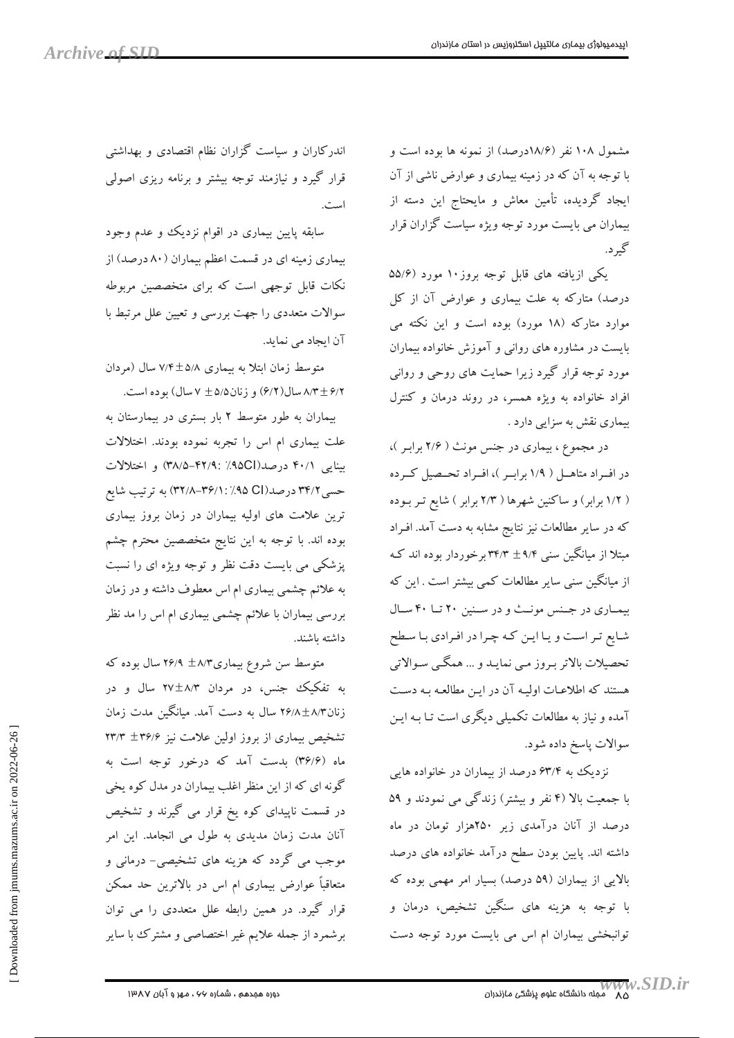مشمول ۱۰۸ نفر (۱۸/۶درصد) از نمونه ها بوده است و با توجه به آن که در زمینه بیماری و عوارض ناشی از آن ایجاد گردیده، تأمین معاش و مایحتاج این دسته از بیماران می بایست مورد توجه ویژه سیاست گزاران قرار گیرد.

یکی ازیافته های قابل توجه بروز۱۰ مورد (۵۵/۶ درصد) متارکه به علت بیماری و عوارض آن از کل موارد متارکه (۱۸ مورد) بوده است و این نکته می بایست در مشاوره های روانی و آموزش خانواده بیماران مورد توجه قرار گیرد زیرا حمایت های روحی و روانی افراد خانواده به ویژه همسر، در روند درمان و کنترل بیماری نقش به سزایی دارد .

در مجموع ، بیماری در جنس مونث ( ۲/۶ برابر )، در افراد متاهل ( ۱/۹ برابر )، افراد تحصیل کرده ( ۱/۲ برابر) و ساکنین شهرها ( ۲/۳ برابر ) شایع تر بوده که در سایر مطالعات نیز نتایج مشابه به دست آمد. افراد مبتلا از میانگین سنی ۹/۴ ± ۳۴/۳ برخوردار بوده اند که از میانگین سنی سایر مطالعات کمی بیشتر است . این که بیماری در جنس مونث و در سنین ۲۰ تا ۴۰ سال شایع تر است و یا این که چرا در افرادی با سطح تحصیلات بالاتر بروز می نماید و ... همگی سوالاتی هستند که اطلاعات اولیه آن در این مطالعه به دست آمده و نیاز به مطالعات تکمیلی دیگری است تا به این سوالات پاسخ داده شود.

نزدیک به ۶۳/۴ درصد از بیماران در خانواده هایی با جمعیت بالا (۴ نفر و بیشتر) زندگی می نمودند و ۵۹ درصد از آنان درآمدی زیر ۲۵۰هزار تومان در ماه داشته اند. پایین بودن سطح درآمد خانواده های درصد بالایی از بیماران (۵۹ درصد) بسیار امر مهمی بوده که با توجه به هزینه های سنگین تشخیص، درمان و توانبخشی بیماران ام اس می بایست مورد توجه دست اندرکاران و سیاست گزاران نظام اقتصادی و بهداشتی قرار گیرد و نیازمند توجه بیشتر و برنامه ریزی اصولی است.

سابقه پایین بیماری در اقوام نزدیک و عدم وجود بیماری زمینه ای در قسمت اعظم بیماران (۸۰ درصد) از نکات قابل توجهی است که برای متخصصین مربوطه سوالات متعددی را جهت بررسی و تعیین علل مرتبط با آن ایجاد می نماید.

متوسط زمان ابتلا به بیماری ۵/۸±۷/۴ سال (مردان ۶/۲±۸/۳ سال(۶/۲) و زنان۵/۵ ± ۷ سال) بوده است.

بیماران به طور متوسط ۲ بار بستری در بیمارستان به علت بیماری ام اس را تجربه نموده بودند. اختلالات بینایی ۴۰/۱ درصد(95CI٪ :۴۲/۹-۳۸/۵) و اختلالات حسی۳۴/۲ درصد(CI ۹۵٪ :۳۶/۱-۳۲/۸) به ترتیب شایع ترین علامت های اولیه بیماران در زمان بروز بیماری بوده اند. با توجه به این نتایج متخصصین محترم چشم پزشکی می بایست دقت نظر و توجه ویژه ای را نسبت به علائم چشمی بیماری ام اس معطوف داشته و در زمان بررسی بیماران با علائم چشمی بیماری ام اس را مد نظر داشته باشند.

متوسط سن شروع بیماری۸/۳± ۲۶/۹ سال بوده که به تفکیک جنس، در مردان ۸/۳±۲۷ سال و در زنان۸/۳±۲۶/۸ سال به دست آمد. میانگین مدت زمان تشخیص بیماری از بروز اولین علامت نیز ۳۶/۶ ± ۲۳/۳ ماه (۳۶/۶) بدست آمد که درخور توجه است به گونه ای که از این منظر اغلب بیماران در مدل کوه یخی در قسمت ناپیدای کوه یخ قرار می گیرند و تشخیص آنان مدت زمان مدیدی به طول می انجامد. این امر موجب می گردد که هزینه های تشخیصی- درمانی و متعاقباً عوارض بیماری ام اس در بالاترین حد ممکن قرار گیرد. در همین رابطه علل متعددی را می توان برشمرد از جمله علایم غیر اختصاصی و مشترک با سایر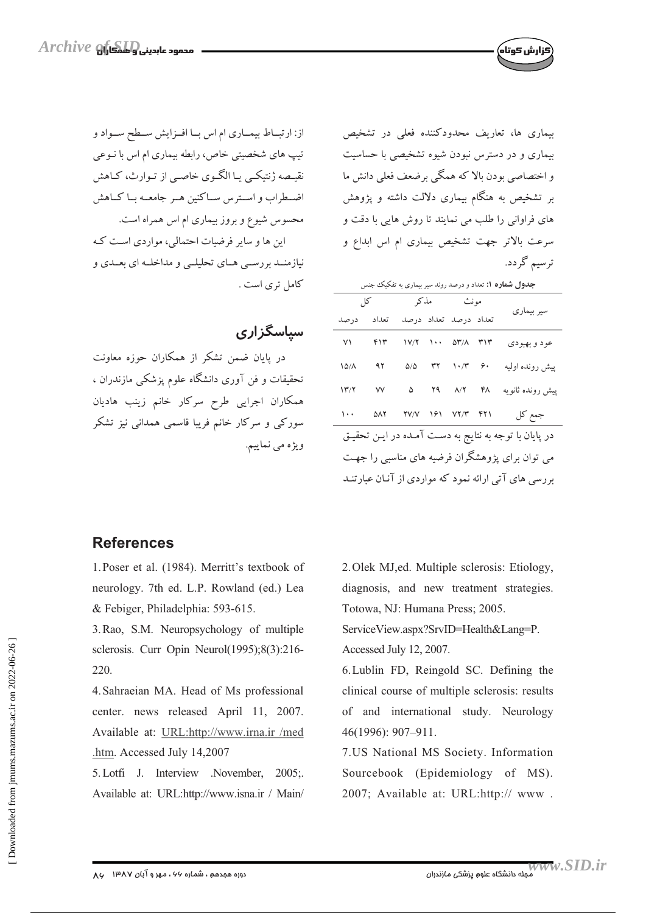بیماری ها، تعاریف محدودکننده فعلی در تشخیص بیماری و در دسترس نبودن شیوه تشخیصی با حساسیت و اختصاصی بودن بالا که همگی برضعف فعلی دانش ما بر تشخیص به هنگام بیماری دلالت داشته و پژوهش های فراوانی را طلب می نمایند تا روش هایی با دقت و سرعت بالاتر جهت تشخیص بیماری ام اس ابداع و ترسیم گردد.

**جدول شماره ۱:** تعداد و درصد روند سیر بیماری به تفکیک جنس

| سیر بیماری | مونث | | مذکر | | کل | |
|---|---|---|---|---|---|---|
| | تعداد | درصد | تعداد | درصد | تعداد | درصد |
| عود و بهبودی | ۳۱۳ | ۵۳/۸ | ۱۰۰ | ۱۷/۲ | ۴۱۳ | ۷۱ |
| پیش رونده اولیه | ۶۰ | ۱۰/۳ | ۳۲ | ۵/۵ | ۹۲ | ۱۵/۸ |
| پیش رونده ثانویه | ۴۸ | ۸/۲ | ۲۹ | ۵ | ۷۷ | ۱۳/۲ |
| جمع کل | ۴۲۱ | ۷۲/۳ | ۱۶۱ | ۲۷/۷ | ۵۸۲ | ۱۰۰ |

در پایان با توجه به نتایج به دست آمده در این تحقیق می توان برای پژوهشگران فرضیه های مناسبی را جهت بررسی های آتی ارائه نمود که مواردی از آنان عبارتند از: ارتباط بیماری ام اس با افزایش سطح سواد و تیپ های شخصیتی خاص، رابطه بیماری ام اس با نوعی نقیصه ژنتیکی یا الگوی خاصی از توارث، کاهش اضطراب و استرس ساکنین هر جامعه با کاهش محسوس شیوع و بروز بیماری ام اس همراه است.

این ها و سایر فرضیات احتمالی، مواردی است که نیازمند بررسی های تحلیلی و مداخله ای بعدی و کامل تری است .

## سپاسگزاری

در پایان ضمن تشکر از همکاران حوزه معاونت تحقیقات و فن آوری دانشگاه علوم پزشکی مازندران ، همکاران اجرایی طرح سرکار خانم زینب هادیان سورکی و سرکار خانم فریبا قاسمی همدانی نیز تشکر ویژه می نماییم.

## References

1. Poser et al. (1984). Merritt's textbook of neurology. 7th ed. L.P. Rowland (ed.) Lea & Febiger, Philadelphia: 593-615.

2. Olek MJ,ed. Multiple sclerosis: Etiology, diagnosis, and new treatment strategies. Totowa, NJ: Humana Press; 2005.

3. Rao, S.M. Neuropsychology of multiple sclerosis. Curr Opin Neurol(1995);8(3):216-220.

4. Sahraeian MA. Head of Ms professional center. news released April 11, 2007. Available at: URL:http://www.irna.ir /med .htm. Accessed July 14,2007

5. Lotfi J. Interview .November, 2005;. Available at: URL:http://www.isna.ir / Main/ ServiceView.aspx?SrvID=Health&Lang=P. Accessed July 12, 2007.

6. Lublin FD, Reingold SC. Defining the clinical course of multiple sclerosis: results of and international study. Neurology 46(1996): 907–911.

7. US National MS Society. Information Sourcebook (Epidemiology of MS). 2007; Available at: URL:http:// www .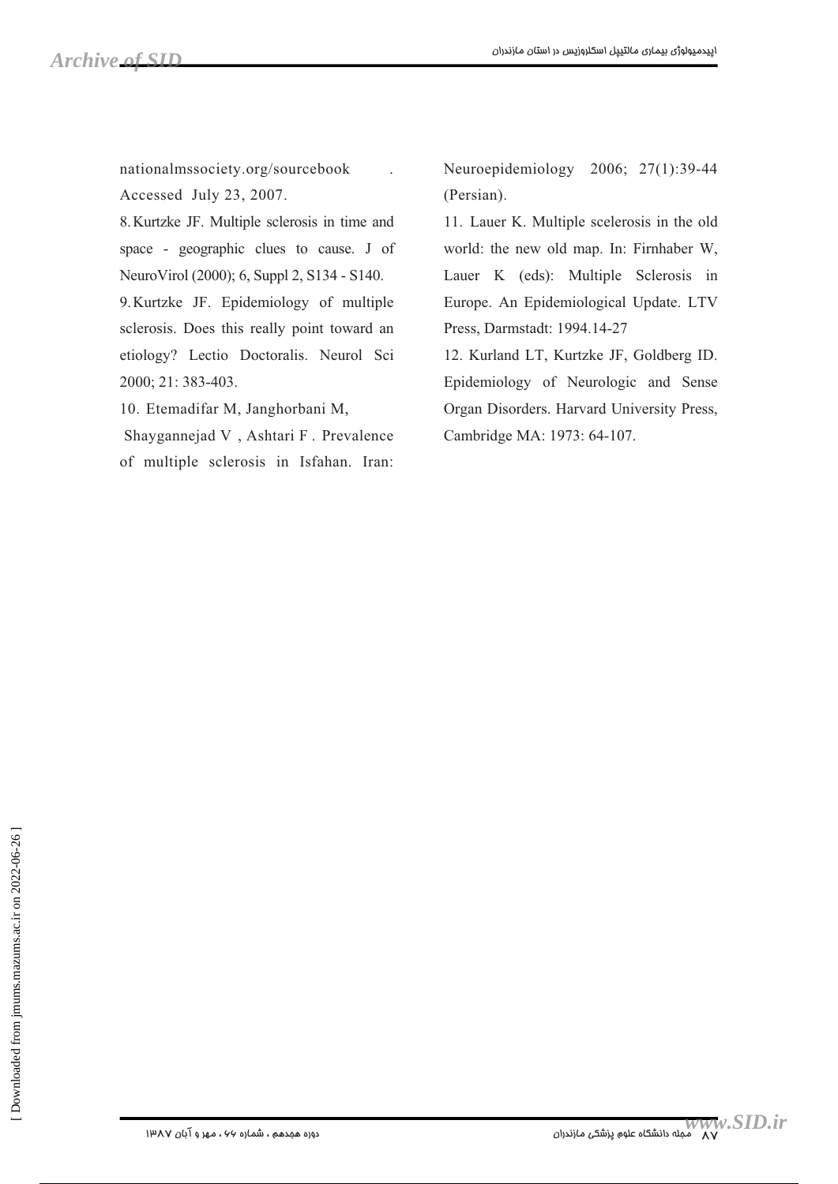nationalmssociety.org/sourcebook . Accessed July 23, 2007.

8. Kurtzke JF. Multiple sclerosis in time and space - geographic clues to cause. J of NeuroVirol (2000); 6, Suppl 2, S134 - S140.

9. Kurtzke JF. Epidemiology of multiple sclerosis. Does this really point toward an etiology? Lectio Doctoralis. Neurol Sci 2000; 21: 383-403.

10. Etemadifar M, Janghorbani M, Shaygannejad V , Ashtari F . Prevalence of multiple sclerosis in Isfahan. Iran: Neuroepidemiology 2006; 27(1):39-44 (Persian).

11. Lauer K. Multiple scelerosis in the old world: the new old map. In: Firnhaber W, Lauer K (eds): Multiple Sclerosis in Europe. An Epidemiological Update. LTV Press, Darmstadt: 1994.14-27

12. Kurland LT, Kurtzke JF, Goldberg ID. Epidemiology of Neurologic and Sense Organ Disorders. Harvard University Press, Cambridge MA: 1973: 64-107.